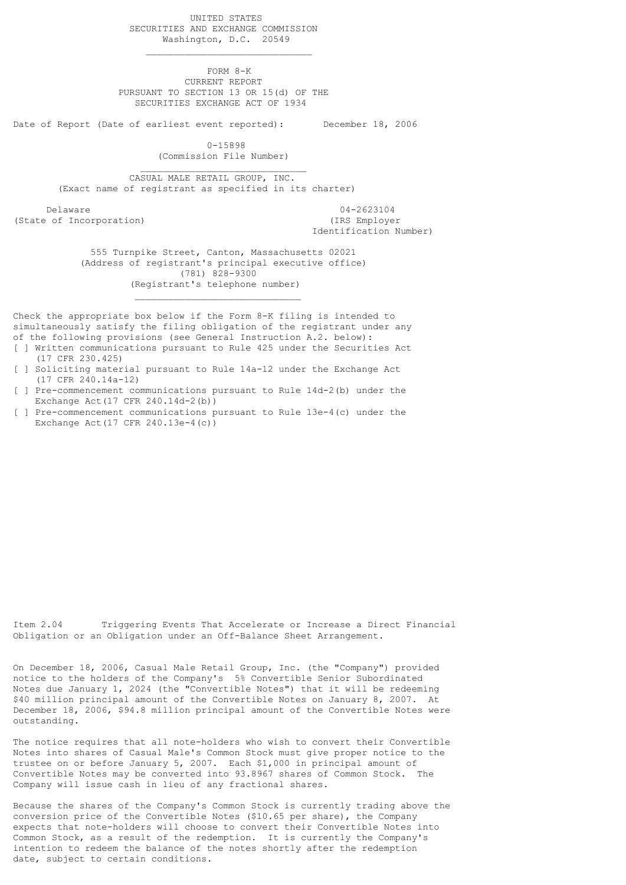UNITED STATES
SECURITIES AND EXCHANGE COMMISSION
Washington, D.C. 20549

---

# FORM 8-K
## CURRENT REPORT
PURSUANT TO SECTION 13 OR 15(d) OF THE
SECURITIES EXCHANGE ACT OF 1934

Date of Report (Date of earliest event reported): December 18, 2006

0-15898
(Commission File Number)

---

CASUAL MALE RETAIL GROUP, INC.
(Exact name of registrant as specified in its charter)

| Delaware | 04-2623104 |
|---|---|
| (State of Incorporation) | (IRS Employer Identification Number) |

555 Turnpike Street, Canton, Massachusetts 02021
(Address of registrant's principal executive office)
(781) 828-9300
(Registrant's telephone number)

---

Check the appropriate box below if the Form 8-K filing is intended to simultaneously satisfy the filing obligation of the registrant under any of the following provisions (see General Instruction A.2. below):

[ ] Written communications pursuant to Rule 425 under the Securities Act (17 CFR 230.425)

[ ] Soliciting material pursuant to Rule 14a-12 under the Exchange Act (17 CFR 240.14a-12)

[ ] Pre-commencement communications pursuant to Rule 14d-2(b) under the Exchange Act(17 CFR 240.14d-2(b))

[ ] Pre-commencement communications pursuant to Rule 13e-4(c) under the Exchange Act(17 CFR 240.13e-4(c))

Item 2.04 Triggering Events That Accelerate or Increase a Direct Financial Obligation or an Obligation under an Off-Balance Sheet Arrangement.

On December 18, 2006, Casual Male Retail Group, Inc. (the "Company") provided notice to the holders of the Company's 5% Convertible Senior Subordinated Notes due January 1, 2024 (the "Convertible Notes") that it will be redeeming $40 million principal amount of the Convertible Notes on January 8, 2007. At December 18, 2006, $94.8 million principal amount of the Convertible Notes were outstanding.

The notice requires that all note-holders who wish to convert their Convertible Notes into shares of Casual Male's Common Stock must give proper notice to the trustee on or before January 5, 2007. Each $1,000 in principal amount of Convertible Notes may be converted into 93.8967 shares of Common Stock. The Company will issue cash in lieu of any fractional shares.

Because the shares of the Company's Common Stock is currently trading above the conversion price of the Convertible Notes ($10.65 per share), the Company expects that note-holders will choose to convert their Convertible Notes into Common Stock, as a result of the redemption. It is currently the Company's intention to redeem the balance of the notes shortly after the redemption date, subject to certain conditions.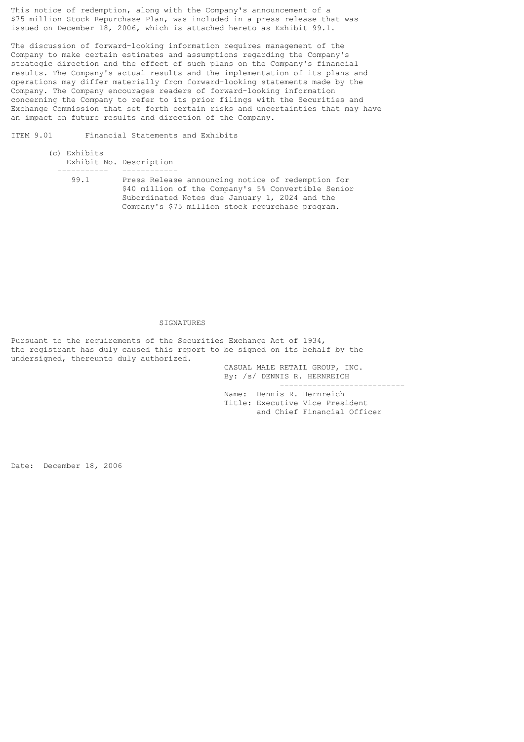This notice of redemption, along with the Company's announcement of a $75 million Stock Repurchase Plan, was included in a press release that was issued on December 18, 2006, which is attached hereto as Exhibit 99.1.

The discussion of forward-looking information requires management of the Company to make certain estimates and assumptions regarding the Company's strategic direction and the effect of such plans on the Company's financial results. The Company's actual results and the implementation of its plans and operations may differ materially from forward-looking statements made by the Company. The Company encourages readers of forward-looking information concerning the Company to refer to its prior filings with the Securities and Exchange Commission that set forth certain risks and uncertainties that may have an impact on future results and direction of the Company.

ITEM 9.01 Financial Statements and Exhibits

(c) Exhibits

| Exhibit No. | Description |
| --- | --- |
| 99.1 | Press Release announcing notice of redemption for $40 million of the Company's 5% Convertible Senior Subordinated Notes due January 1, 2024 and the Company's $75 million stock repurchase program. |

## SIGNATURES

Pursuant to the requirements of the Securities Exchange Act of 1934, the registrant has duly caused this report to be signed on its behalf by the undersigned, thereunto duly authorized.

CASUAL MALE RETAIL GROUP, INC.
By: /s/ DENNIS R. HERNREICH

Name: Dennis R. Hernreich
Title: Executive Vice President and Chief Financial Officer

Date: December 18, 2006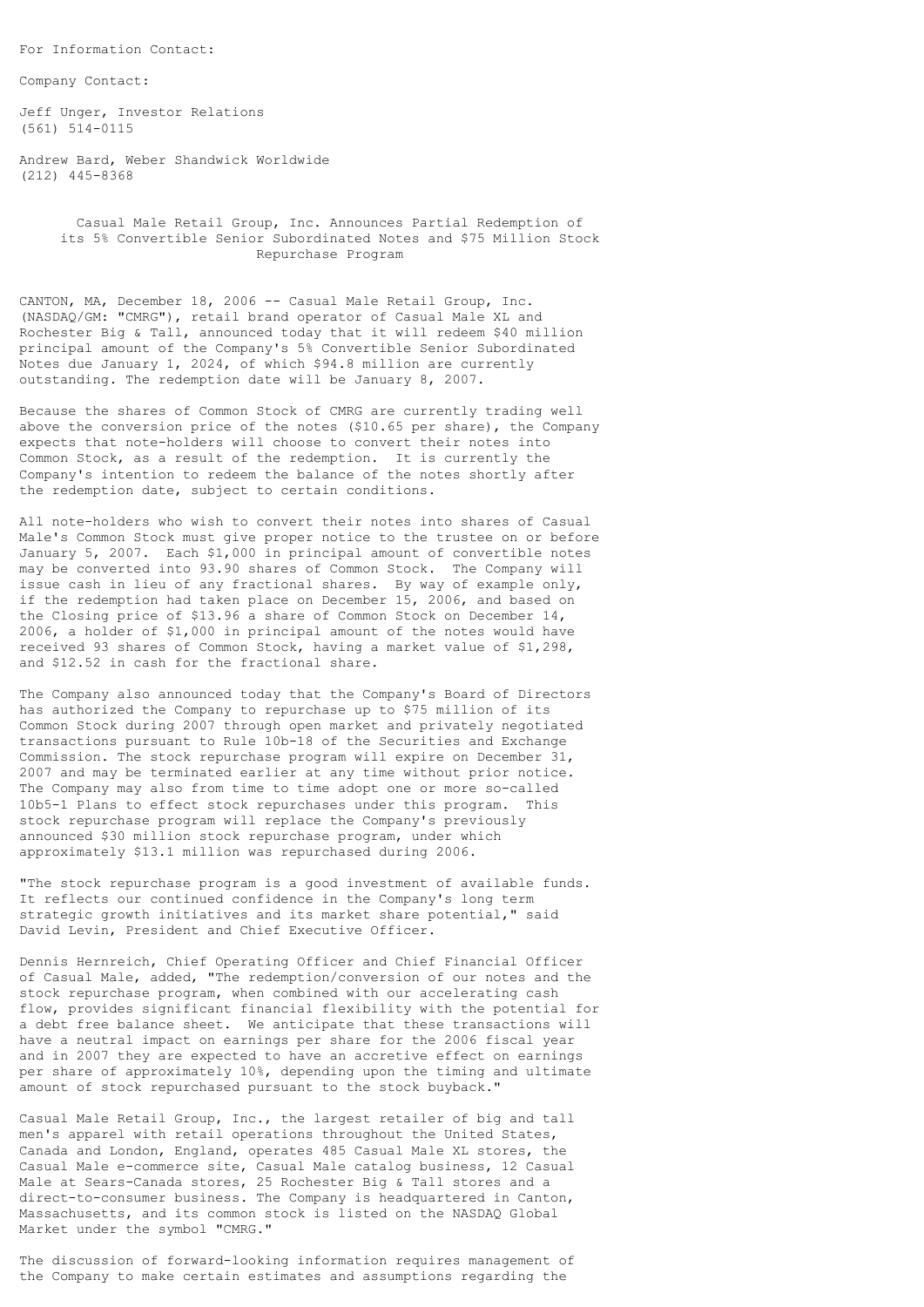For Information Contact:

Company Contact:

Jeff Unger, Investor Relations
(561) 514-0115

Andrew Bard, Weber Shandwick Worldwide
(212) 445-8368

## Casual Male Retail Group, Inc. Announces Partial Redemption of its 5% Convertible Senior Subordinated Notes and $75 Million Stock Repurchase Program

CANTON, MA, December 18, 2006 -- Casual Male Retail Group, Inc. (NASDAQ/GM: "CMRG"), retail brand operator of Casual Male XL and Rochester Big & Tall, announced today that it will redeem $40 million principal amount of the Company's 5% Convertible Senior Subordinated Notes due January 1, 2024, of which $94.8 million are currently outstanding. The redemption date will be January 8, 2007.

Because the shares of Common Stock of CMRG are currently trading well above the conversion price of the notes ($10.65 per share), the Company expects that note-holders will choose to convert their notes into Common Stock, as a result of the redemption. It is currently the Company's intention to redeem the balance of the notes shortly after the redemption date, subject to certain conditions.

All note-holders who wish to convert their notes into shares of Casual Male's Common Stock must give proper notice to the trustee on or before January 5, 2007. Each $1,000 in principal amount of convertible notes may be converted into 93.90 shares of Common Stock. The Company will issue cash in lieu of any fractional shares. By way of example only, if the redemption had taken place on December 15, 2006, and based on the Closing price of $13.96 a share of Common Stock on December 14, 2006, a holder of $1,000 in principal amount of the notes would have received 93 shares of Common Stock, having a market value of $1,298, and $12.52 in cash for the fractional share.

The Company also announced today that the Company's Board of Directors has authorized the Company to repurchase up to $75 million of its Common Stock during 2007 through open market and privately negotiated transactions pursuant to Rule 10b-18 of the Securities and Exchange Commission. The stock repurchase program will expire on December 31, 2007 and may be terminated earlier at any time without prior notice. The Company may also from time to time adopt one or more so-called 10b5-1 Plans to effect stock repurchases under this program. This stock repurchase program will replace the Company's previously announced $30 million stock repurchase program, under which approximately $13.1 million was repurchased during 2006.

"The stock repurchase program is a good investment of available funds. It reflects our continued confidence in the Company's long term strategic growth initiatives and its market share potential," said David Levin, President and Chief Executive Officer.

Dennis Hernreich, Chief Operating Officer and Chief Financial Officer of Casual Male, added, "The redemption/conversion of our notes and the stock repurchase program, when combined with our accelerating cash flow, provides significant financial flexibility with the potential for a debt free balance sheet. We anticipate that these transactions will have a neutral impact on earnings per share for the 2006 fiscal year and in 2007 they are expected to have an accretive effect on earnings per share of approximately 10%, depending upon the timing and ultimate amount of stock repurchased pursuant to the stock buyback."

Casual Male Retail Group, Inc., the largest retailer of big and tall men's apparel with retail operations throughout the United States, Canada and London, England, operates 485 Casual Male XL stores, the Casual Male e-commerce site, Casual Male catalog business, 12 Casual Male at Sears-Canada stores, 25 Rochester Big & Tall stores and a direct-to-consumer business. The Company is headquartered in Canton, Massachusetts, and its common stock is listed on the NASDAQ Global Market under the symbol "CMRG."

The discussion of forward-looking information requires management of the Company to make certain estimates and assumptions regarding the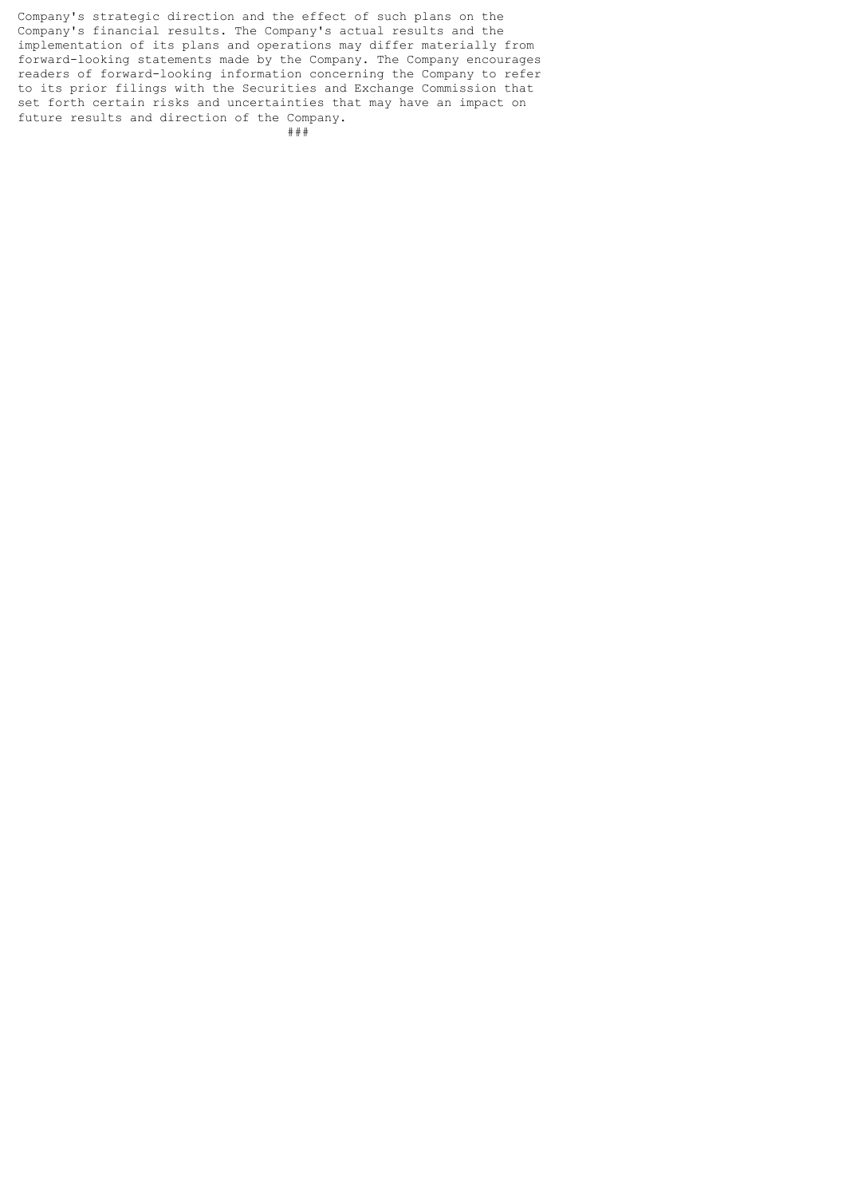Company's strategic direction and the effect of such plans on the Company's financial results. The Company's actual results and the implementation of its plans and operations may differ materially from forward-looking statements made by the Company. The Company encourages readers of forward-looking information concerning the Company to refer to its prior filings with the Securities and Exchange Commission that set forth certain risks and uncertainties that may have an impact on future results and direction of the Company.

###